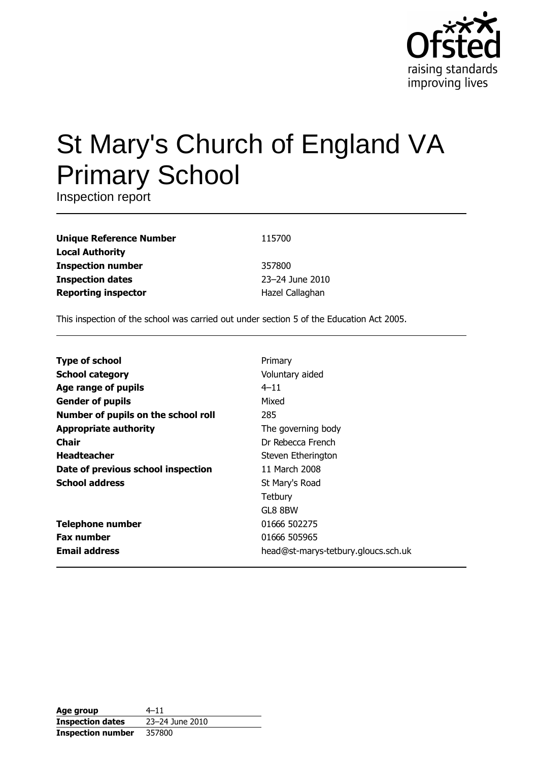# St Mary's Church of England VA Primary School

Inspection report

| | |
|---|---|
| **Unique Reference Number** | 115700 |
| **Local Authority** | |
| **Inspection number** | 357800 |
| **Inspection dates** | 23–24 June 2010 |
| **Reporting inspector** | Hazel Callaghan |

This inspection of the school was carried out under section 5 of the Education Act 2005.

| | |
|---|---|
| **Type of school** | Primary |
| **School category** | Voluntary aided |
| **Age range of pupils** | 4–11 |
| **Gender of pupils** | Mixed |
| **Number of pupils on the school roll** | 285 |
| **Appropriate authority** | The governing body |
| **Chair** | Dr Rebecca French |
| **Headteacher** | Steven Etherington |
| **Date of previous school inspection** | 11 March 2008 |
| **School address** | St Mary's Road<br>Tetbury<br>GL8 8BW |
| **Telephone number** | 01666 502275 |
| **Fax number** | 01666 505965 |
| **Email address** | head@st-marys-tetbury.gloucs.sch.uk |

| | |
|---|---|
| **Age group** | 4–11 |
| **Inspection dates** | 23–24 June 2010 |
| **Inspection number** | 357800 |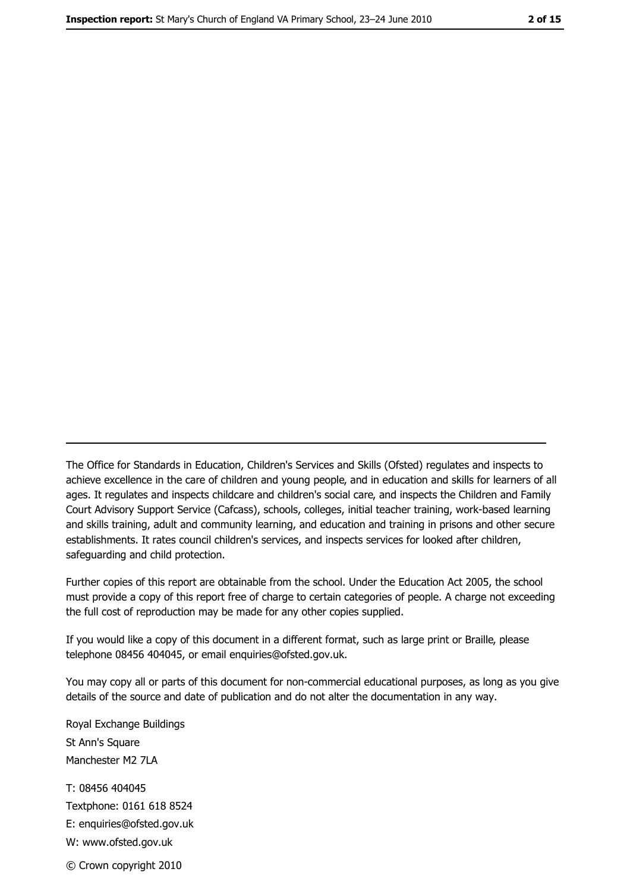---

The Office for Standards in Education, Children's Services and Skills (Ofsted) regulates and inspects to achieve excellence in the care of children and young people, and in education and skills for learners of all ages. It regulates and inspects childcare and children's social care, and inspects the Children and Family Court Advisory Support Service (Cafcass), schools, colleges, initial teacher training, work-based learning and skills training, adult and community learning, and education and training in prisons and other secure establishments. It rates council children's services, and inspects services for looked after children, safeguarding and child protection.

Further copies of this report are obtainable from the school. Under the Education Act 2005, the school must provide a copy of this report free of charge to certain categories of people. A charge not exceeding the full cost of reproduction may be made for any other copies supplied.

If you would like a copy of this document in a different format, such as large print or Braille, please telephone 08456 404045, or email enquiries@ofsted.gov.uk.

You may copy all or parts of this document for non-commercial educational purposes, as long as you give details of the source and date of publication and do not alter the documentation in any way.

Royal Exchange Buildings
St Ann's Square
Manchester M2 7LA

T: 08456 404045
Textphone: 0161 618 8524
E: enquiries@ofsted.gov.uk
W: www.ofsted.gov.uk

© Crown copyright 2010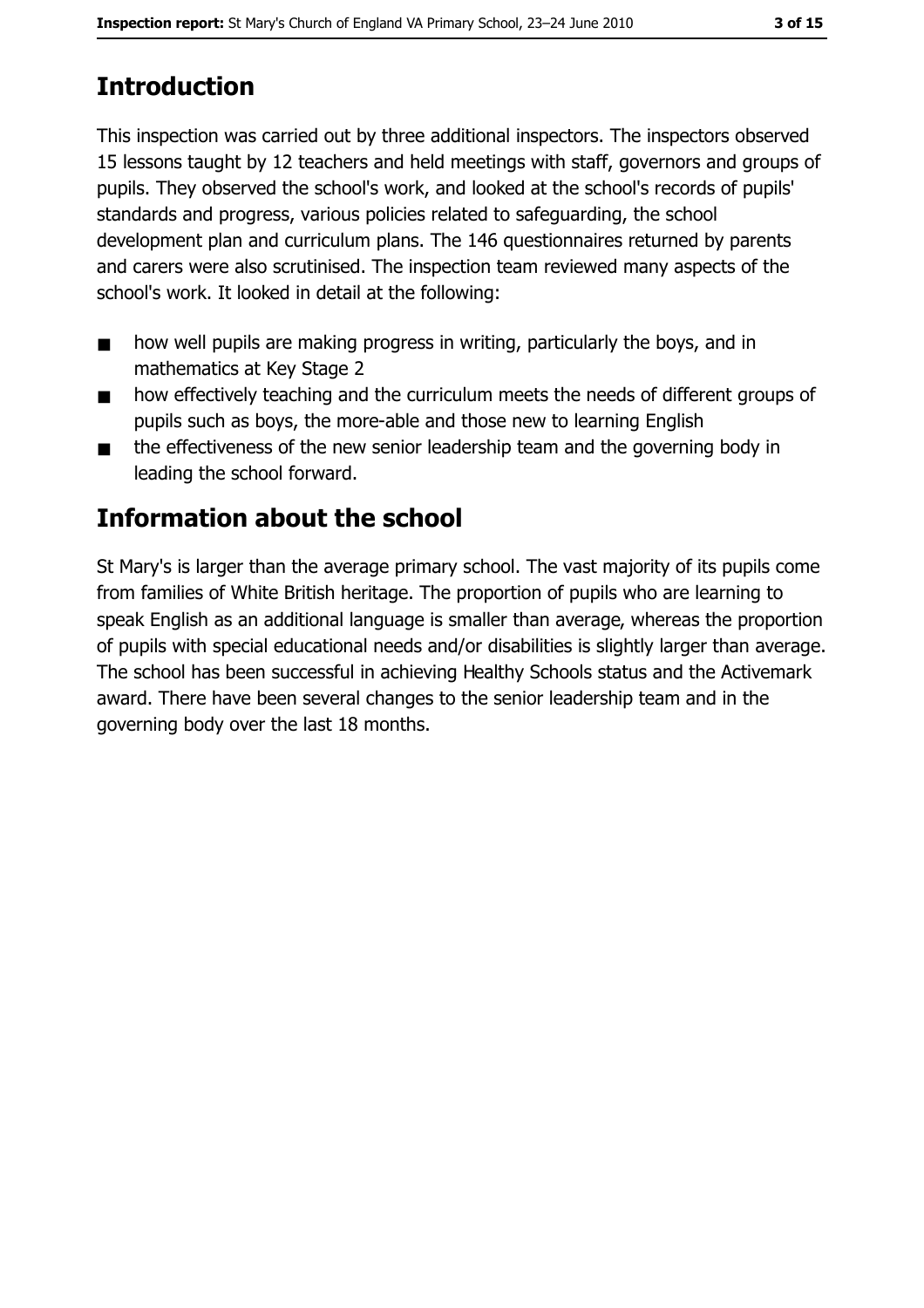## Introduction

This inspection was carried out by three additional inspectors. The inspectors observed 15 lessons taught by 12 teachers and held meetings with staff, governors and groups of pupils. They observed the school's work, and looked at the school's records of pupils' standards and progress, various policies related to safeguarding, the school development plan and curriculum plans. The 146 questionnaires returned by parents and carers were also scrutinised. The inspection team reviewed many aspects of the school's work. It looked in detail at the following:

- how well pupils are making progress in writing, particularly the boys, and in mathematics at Key Stage 2
- how effectively teaching and the curriculum meets the needs of different groups of pupils such as boys, the more-able and those new to learning English
- the effectiveness of the new senior leadership team and the governing body in leading the school forward.

## Information about the school

St Mary's is larger than the average primary school. The vast majority of its pupils come from families of White British heritage. The proportion of pupils who are learning to speak English as an additional language is smaller than average, whereas the proportion of pupils with special educational needs and/or disabilities is slightly larger than average. The school has been successful in achieving Healthy Schools status and the Activemark award. There have been several changes to the senior leadership team and in the governing body over the last 18 months.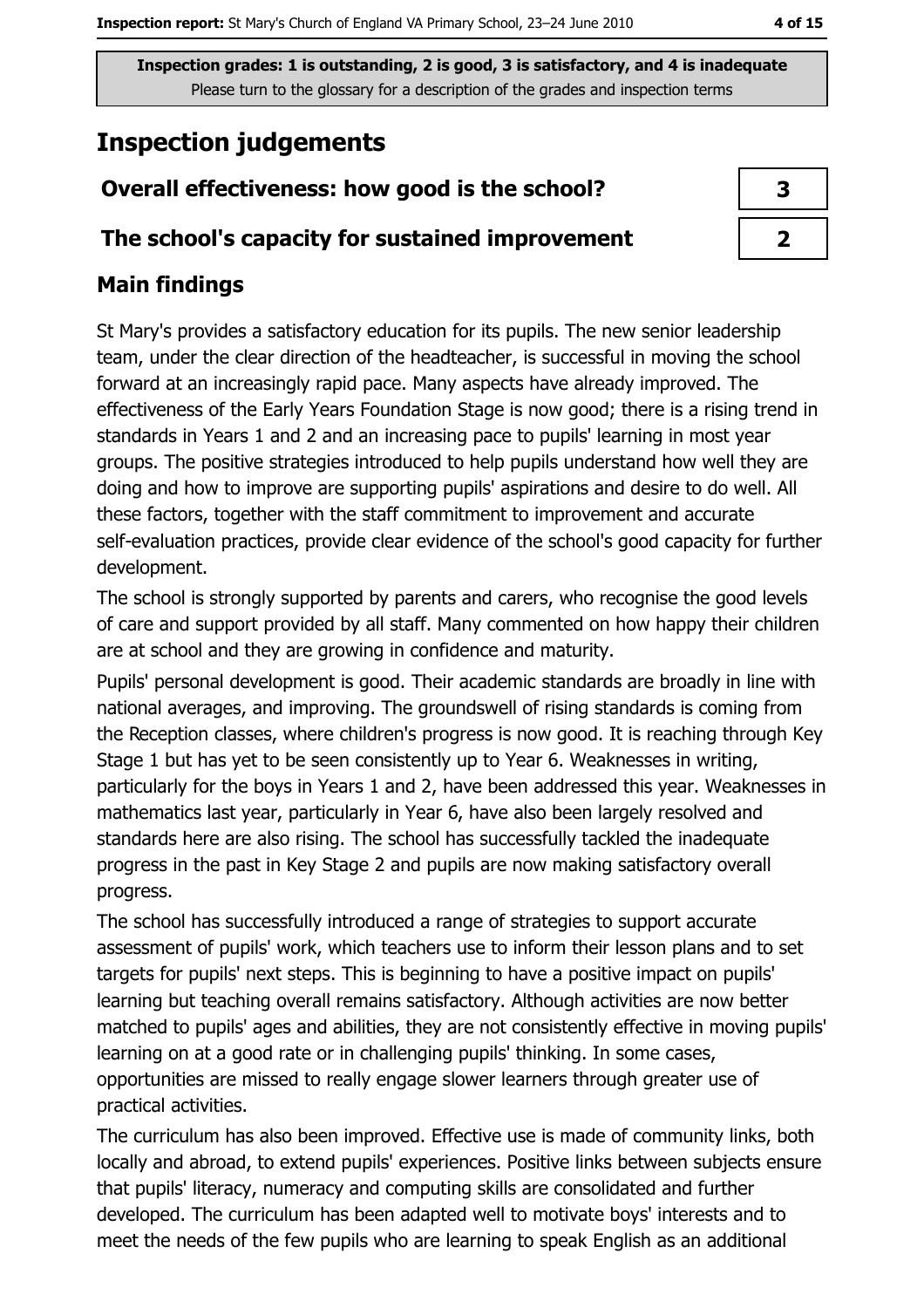Inspection grades: 1 is outstanding, 2 is good, 3 is satisfactory, and 4 is inadequate
Please turn to the glossary for a description of the grades and inspection terms

# Inspection judgements

| Overall effectiveness: how good is the school? | 3 |
| --- | --- |
| The school's capacity for sustained improvement | 2 |

## Main findings

St Mary's provides a satisfactory education for its pupils. The new senior leadership team, under the clear direction of the headteacher, is successful in moving the school forward at an increasingly rapid pace. Many aspects have already improved. The effectiveness of the Early Years Foundation Stage is now good; there is a rising trend in standards in Years 1 and 2 and an increasing pace to pupils' learning in most year groups. The positive strategies introduced to help pupils understand how well they are doing and how to improve are supporting pupils' aspirations and desire to do well. All these factors, together with the staff commitment to improvement and accurate self-evaluation practices, provide clear evidence of the school's good capacity for further development.

The school is strongly supported by parents and carers, who recognise the good levels of care and support provided by all staff. Many commented on how happy their children are at school and they are growing in confidence and maturity.

Pupils' personal development is good. Their academic standards are broadly in line with national averages, and improving. The groundswell of rising standards is coming from the Reception classes, where children's progress is now good. It is reaching through Key Stage 1 but has yet to be seen consistently up to Year 6. Weaknesses in writing, particularly for the boys in Years 1 and 2, have been addressed this year. Weaknesses in mathematics last year, particularly in Year 6, have also been largely resolved and standards here are also rising. The school has successfully tackled the inadequate progress in the past in Key Stage 2 and pupils are now making satisfactory overall progress.

The school has successfully introduced a range of strategies to support accurate assessment of pupils' work, which teachers use to inform their lesson plans and to set targets for pupils' next steps. This is beginning to have a positive impact on pupils' learning but teaching overall remains satisfactory. Although activities are now better matched to pupils' ages and abilities, they are not consistently effective in moving pupils' learning on at a good rate or in challenging pupils' thinking. In some cases, opportunities are missed to really engage slower learners through greater use of practical activities.

The curriculum has also been improved. Effective use is made of community links, both locally and abroad, to extend pupils' experiences. Positive links between subjects ensure that pupils' literacy, numeracy and computing skills are consolidated and further developed. The curriculum has been adapted well to motivate boys' interests and to meet the needs of the few pupils who are learning to speak English as an additional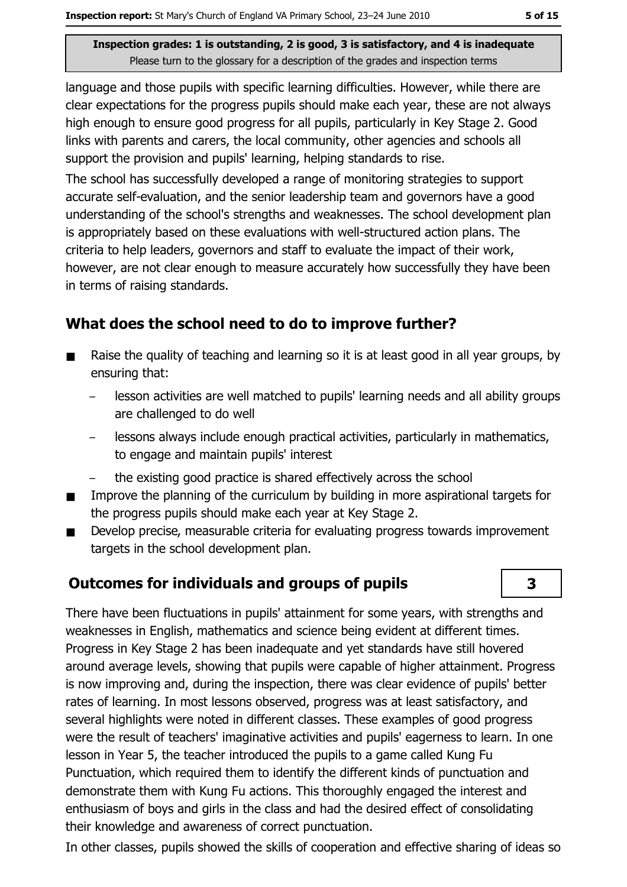language and those pupils with specific learning difficulties. However, while there are clear expectations for the progress pupils should make each year, these are not always high enough to ensure good progress for all pupils, particularly in Key Stage 2. Good links with parents and carers, the local community, other agencies and schools all support the provision and pupils' learning, helping standards to rise.

The school has successfully developed a range of monitoring strategies to support accurate self-evaluation, and the senior leadership team and governors have a good understanding of the school's strengths and weaknesses. The school development plan is appropriately based on these evaluations with well-structured action plans. The criteria to help leaders, governors and staff to evaluate the impact of their work, however, are not clear enough to measure accurately how successfully they have been in terms of raising standards.

## What does the school need to do to improve further?

- Raise the quality of teaching and learning so it is at least good in all year groups, by ensuring that:
  - lesson activities are well matched to pupils' learning needs and all ability groups are challenged to do well
  - lessons always include enough practical activities, particularly in mathematics, to engage and maintain pupils' interest
  - the existing good practice is shared effectively across the school
- Improve the planning of the curriculum by building in more aspirational targets for the progress pupils should make each year at Key Stage 2.
- Develop precise, measurable criteria for evaluating progress towards improvement targets in the school development plan.

## Outcomes for individuals and groups of pupils — 3

There have been fluctuations in pupils' attainment for some years, with strengths and weaknesses in English, mathematics and science being evident at different times. Progress in Key Stage 2 has been inadequate and yet standards have still hovered around average levels, showing that pupils were capable of higher attainment. Progress is now improving and, during the inspection, there was clear evidence of pupils' better rates of learning. In most lessons observed, progress was at least satisfactory, and several highlights were noted in different classes. These examples of good progress were the result of teachers' imaginative activities and pupils' eagerness to learn. In one lesson in Year 5, the teacher introduced the pupils to a game called Kung Fu Punctuation, which required them to identify the different kinds of punctuation and demonstrate them with Kung Fu actions. This thoroughly engaged the interest and enthusiasm of boys and girls in the class and had the desired effect of consolidating their knowledge and awareness of correct punctuation.

In other classes, pupils showed the skills of cooperation and effective sharing of ideas so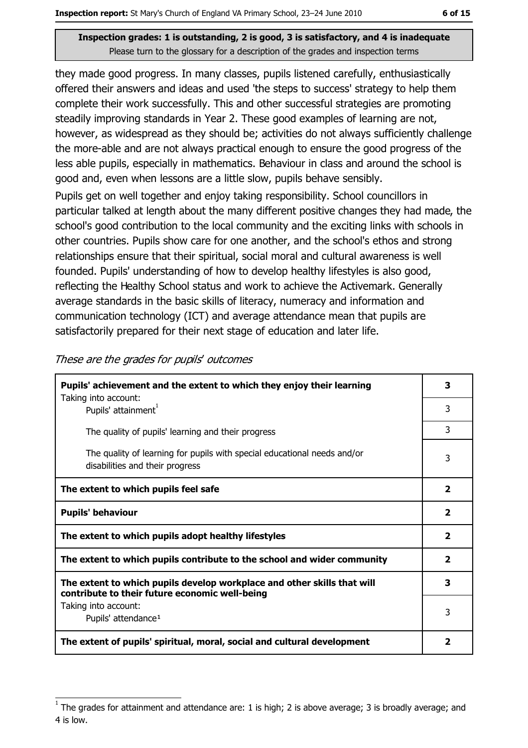they made good progress. In many classes, pupils listened carefully, enthusiastically offered their answers and ideas and used 'the steps to success' strategy to help them complete their work successfully. This and other successful strategies are promoting steadily improving standards in Year 2. These good examples of learning are not, however, as widespread as they should be; activities do not always sufficiently challenge the more-able and are not always practical enough to ensure the good progress of the less able pupils, especially in mathematics. Behaviour in class and around the school is good and, even when lessons are a little slow, pupils behave sensibly.

Pupils get on well together and enjoy taking responsibility. School councillors in particular talked at length about the many different positive changes they had made, the school's good contribution to the local community and the exciting links with schools in other countries. Pupils show care for one another, and the school's ethos and strong relationships ensure that their spiritual, social moral and cultural awareness is well founded. Pupils' understanding of how to develop healthy lifestyles is also good, reflecting the Healthy School status and work to achieve the Activemark. Generally average standards in the basic skills of literacy, numeracy and information and communication technology (ICT) and average attendance mean that pupils are satisfactorily prepared for their next stage of education and later life.

*These are the grades for pupils' outcomes*

| | |
|---|---|
| **Pupils' achievement and the extent to which they enjoy their learning** | **3** |
| Taking into account: Pupils' attainment[1] | 3 |
| The quality of pupils' learning and their progress | 3 |
| The quality of learning for pupils with special educational needs and/or disabilities and their progress | 3 |
| **The extent to which pupils feel safe** | **2** |
| **Pupils' behaviour** | **2** |
| **The extent to which pupils adopt healthy lifestyles** | **2** |
| **The extent to which pupils contribute to the school and wider community** | **2** |
| **The extent to which pupils develop workplace and other skills that will contribute to their future economic well-being** | **3** |
| Taking into account: Pupils' attendance[1] | 3 |
| **The extent of pupils' spiritual, moral, social and cultural development** | **2** |

[1] The grades for attainment and attendance are: 1 is high; 2 is above average; 3 is broadly average; and 4 is low.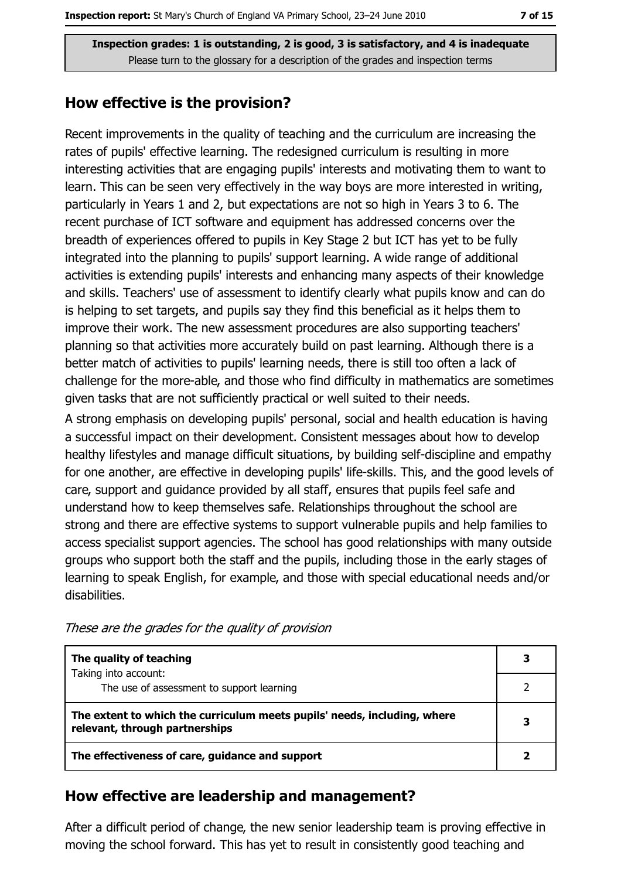Inspection grades: 1 is outstanding, 2 is good, 3 is satisfactory, and 4 is inadequate
Please turn to the glossary for a description of the grades and inspection terms

## How effective is the provision?

Recent improvements in the quality of teaching and the curriculum are increasing the rates of pupils' effective learning. The redesigned curriculum is resulting in more interesting activities that are engaging pupils' interests and motivating them to want to learn. This can be seen very effectively in the way boys are more interested in writing, particularly in Years 1 and 2, but expectations are not so high in Years 3 to 6. The recent purchase of ICT software and equipment has addressed concerns over the breadth of experiences offered to pupils in Key Stage 2 but ICT has yet to be fully integrated into the planning to pupils' support learning. A wide range of additional activities is extending pupils' interests and enhancing many aspects of their knowledge and skills. Teachers' use of assessment to identify clearly what pupils know and can do is helping to set targets, and pupils say they find this beneficial as it helps them to improve their work. The new assessment procedures are also supporting teachers' planning so that activities more accurately build on past learning. Although there is a better match of activities to pupils' learning needs, there is still too often a lack of challenge for the more-able, and those who find difficulty in mathematics are sometimes given tasks that are not sufficiently practical or well suited to their needs.

A strong emphasis on developing pupils' personal, social and health education is having a successful impact on their development. Consistent messages about how to develop healthy lifestyles and manage difficult situations, by building self-discipline and empathy for one another, are effective in developing pupils' life-skills. This, and the good levels of care, support and guidance provided by all staff, ensures that pupils feel safe and understand how to keep themselves safe. Relationships throughout the school are strong and there are effective systems to support vulnerable pupils and help families to access specialist support agencies. The school has good relationships with many outside groups who support both the staff and the pupils, including those in the early stages of learning to speak English, for example, and those with special educational needs and/or disabilities.

*These are the grades for the quality of provision*

| | |
|---|---|
| **The quality of teaching** | **3** |
| Taking into account:<br>The use of assessment to support learning | 2 |
| **The extent to which the curriculum meets pupils' needs, including, where relevant, through partnerships** | **3** |
| **The effectiveness of care, guidance and support** | **2** |

## How effective are leadership and management?

After a difficult period of change, the new senior leadership team is proving effective in moving the school forward. This has yet to result in consistently good teaching and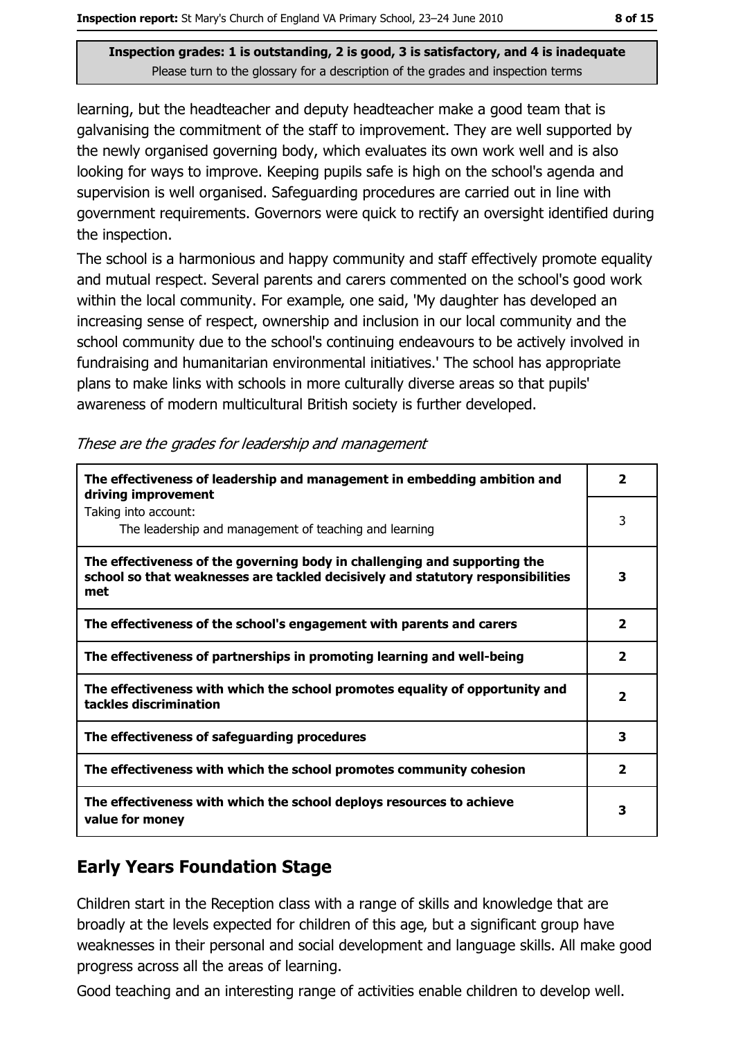Inspection grades: 1 is outstanding, 2 is good, 3 is satisfactory, and 4 is inadequate
Please turn to the glossary for a description of the grades and inspection terms

learning, but the headteacher and deputy headteacher make a good team that is galvanising the commitment of the staff to improvement. They are well supported by the newly organised governing body, which evaluates its own work well and is also looking for ways to improve. Keeping pupils safe is high on the school's agenda and supervision is well organised. Safeguarding procedures are carried out in line with government requirements. Governors were quick to rectify an oversight identified during the inspection.

The school is a harmonious and happy community and staff effectively promote equality and mutual respect. Several parents and carers commented on the school's good work within the local community. For example, one said, 'My daughter has developed an increasing sense of respect, ownership and inclusion in our local community and the school community due to the school's continuing endeavours to be actively involved in fundraising and humanitarian environmental initiatives.' The school has appropriate plans to make links with schools in more culturally diverse areas so that pupils' awareness of modern multicultural British society is further developed.

*These are the grades for leadership and management*

| | |
|---|---|
| **The effectiveness of leadership and management in embedding ambition and driving improvement** | **2** |
| Taking into account: The leadership and management of teaching and learning | 3 |
| **The effectiveness of the governing body in challenging and supporting the school so that weaknesses are tackled decisively and statutory responsibilities met** | **3** |
| **The effectiveness of the school's engagement with parents and carers** | **2** |
| **The effectiveness of partnerships in promoting learning and well-being** | **2** |
| **The effectiveness with which the school promotes equality of opportunity and tackles discrimination** | **2** |
| **The effectiveness of safeguarding procedures** | **3** |
| **The effectiveness with which the school promotes community cohesion** | **2** |
| **The effectiveness with which the school deploys resources to achieve value for money** | **3** |

## Early Years Foundation Stage

Children start in the Reception class with a range of skills and knowledge that are broadly at the levels expected for children of this age, but a significant group have weaknesses in their personal and social development and language skills. All make good progress across all the areas of learning.

Good teaching and an interesting range of activities enable children to develop well.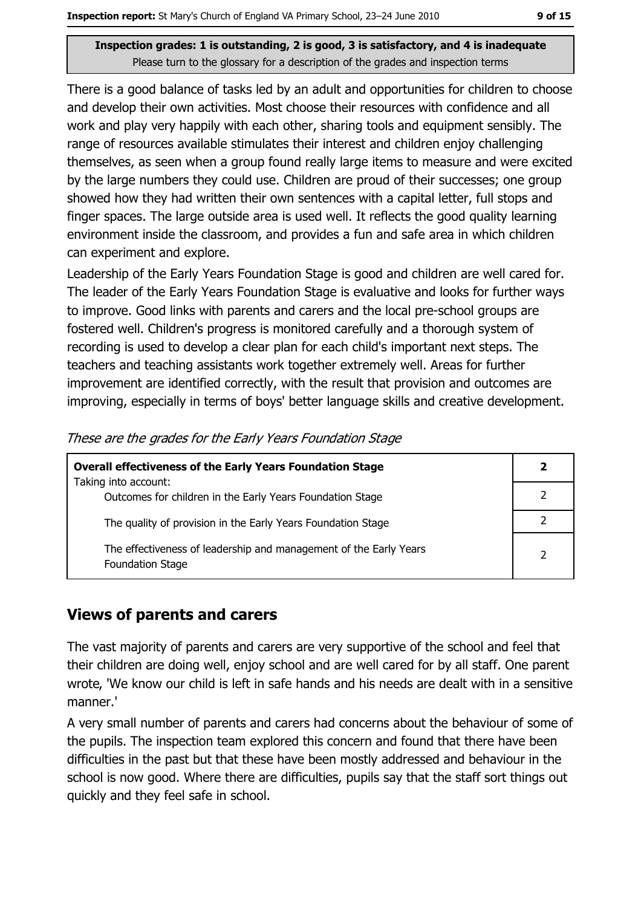**Inspection grades: 1 is outstanding, 2 is good, 3 is satisfactory, and 4 is inadequate**
Please turn to the glossary for a description of the grades and inspection terms

There is a good balance of tasks led by an adult and opportunities for children to choose and develop their own activities. Most choose their resources with confidence and all work and play very happily with each other, sharing tools and equipment sensibly. The range of resources available stimulates their interest and children enjoy challenging themselves, as seen when a group found really large items to measure and were excited by the large numbers they could use. Children are proud of their successes; one group showed how they had written their own sentences with a capital letter, full stops and finger spaces. The large outside area is used well. It reflects the good quality learning environment inside the classroom, and provides a fun and safe area in which children can experiment and explore.

Leadership of the Early Years Foundation Stage is good and children are well cared for. The leader of the Early Years Foundation Stage is evaluative and looks for further ways to improve. Good links with parents and carers and the local pre-school groups are fostered well. Children's progress is monitored carefully and a thorough system of recording is used to develop a clear plan for each child's important next steps. The teachers and teaching assistants work together extremely well. Areas for further improvement are identified correctly, with the result that provision and outcomes are improving, especially in terms of boys' better language skills and creative development.

*These are the grades for the Early Years Foundation Stage*

| **Overall effectiveness of the Early Years Foundation Stage** Taking into account: | **2** |
|---|---|
| Outcomes for children in the Early Years Foundation Stage | 2 |
| The quality of provision in the Early Years Foundation Stage | 2 |
| The effectiveness of leadership and management of the Early Years Foundation Stage | 2 |

## Views of parents and carers

The vast majority of parents and carers are very supportive of the school and feel that their children are doing well, enjoy school and are well cared for by all staff. One parent wrote, 'We know our child is left in safe hands and his needs are dealt with in a sensitive manner.'

A very small number of parents and carers had concerns about the behaviour of some of the pupils. The inspection team explored this concern and found that there have been difficulties in the past but that these have been mostly addressed and behaviour in the school is now good. Where there are difficulties, pupils say that the staff sort things out quickly and they feel safe in school.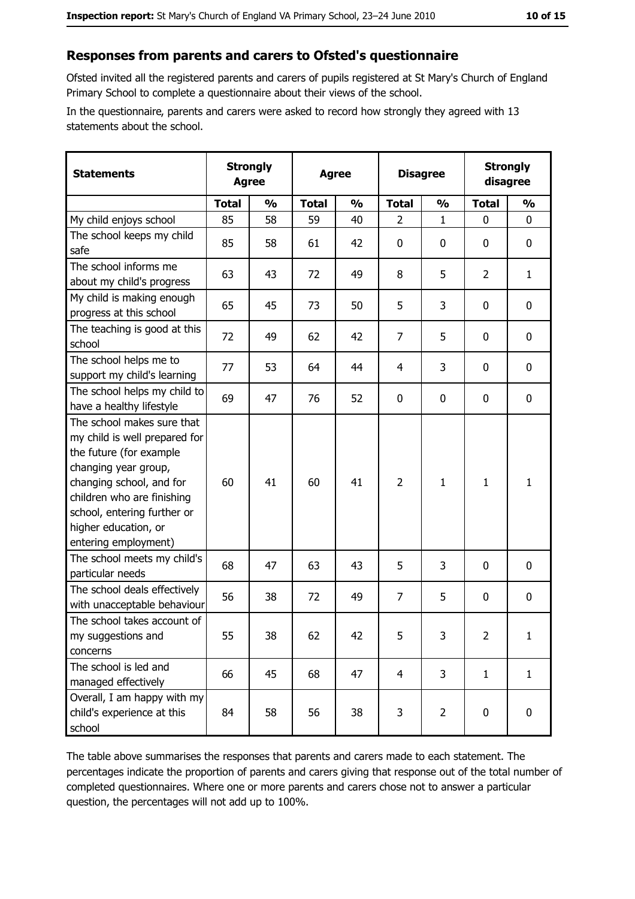## Responses from parents and carers to Ofsted's questionnaire

Ofsted invited all the registered parents and carers of pupils registered at St Mary's Church of England Primary School to complete a questionnaire about their views of the school.

In the questionnaire, parents and carers were asked to record how strongly they agreed with 13 statements about the school.

| Statements | Strongly Agree | | Agree | | Disagree | | Strongly disagree | |
|---|---|---|---|---|---|---|---|---|
| | Total | % | Total | % | Total | % | Total | % |
| My child enjoys school | 85 | 58 | 59 | 40 | 2 | 1 | 0 | 0 |
| The school keeps my child safe | 85 | 58 | 61 | 42 | 0 | 0 | 0 | 0 |
| The school informs me about my child's progress | 63 | 43 | 72 | 49 | 8 | 5 | 2 | 1 |
| My child is making enough progress at this school | 65 | 45 | 73 | 50 | 5 | 3 | 0 | 0 |
| The teaching is good at this school | 72 | 49 | 62 | 42 | 7 | 5 | 0 | 0 |
| The school helps me to support my child's learning | 77 | 53 | 64 | 44 | 4 | 3 | 0 | 0 |
| The school helps my child to have a healthy lifestyle | 69 | 47 | 76 | 52 | 0 | 0 | 0 | 0 |
| The school makes sure that my child is well prepared for the future (for example changing year group, changing school, and for children who are finishing school, entering further or higher education, or entering employment) | 60 | 41 | 60 | 41 | 2 | 1 | 1 | 1 |
| The school meets my child's particular needs | 68 | 47 | 63 | 43 | 5 | 3 | 0 | 0 |
| The school deals effectively with unacceptable behaviour | 56 | 38 | 72 | 49 | 7 | 5 | 0 | 0 |
| The school takes account of my suggestions and concerns | 55 | 38 | 62 | 42 | 5 | 3 | 2 | 1 |
| The school is led and managed effectively | 66 | 45 | 68 | 47 | 4 | 3 | 1 | 1 |
| Overall, I am happy with my child's experience at this school | 84 | 58 | 56 | 38 | 3 | 2 | 0 | 0 |

The table above summarises the responses that parents and carers made to each statement. The percentages indicate the proportion of parents and carers giving that response out of the total number of completed questionnaires. Where one or more parents and carers chose not to answer a particular question, the percentages will not add up to 100%.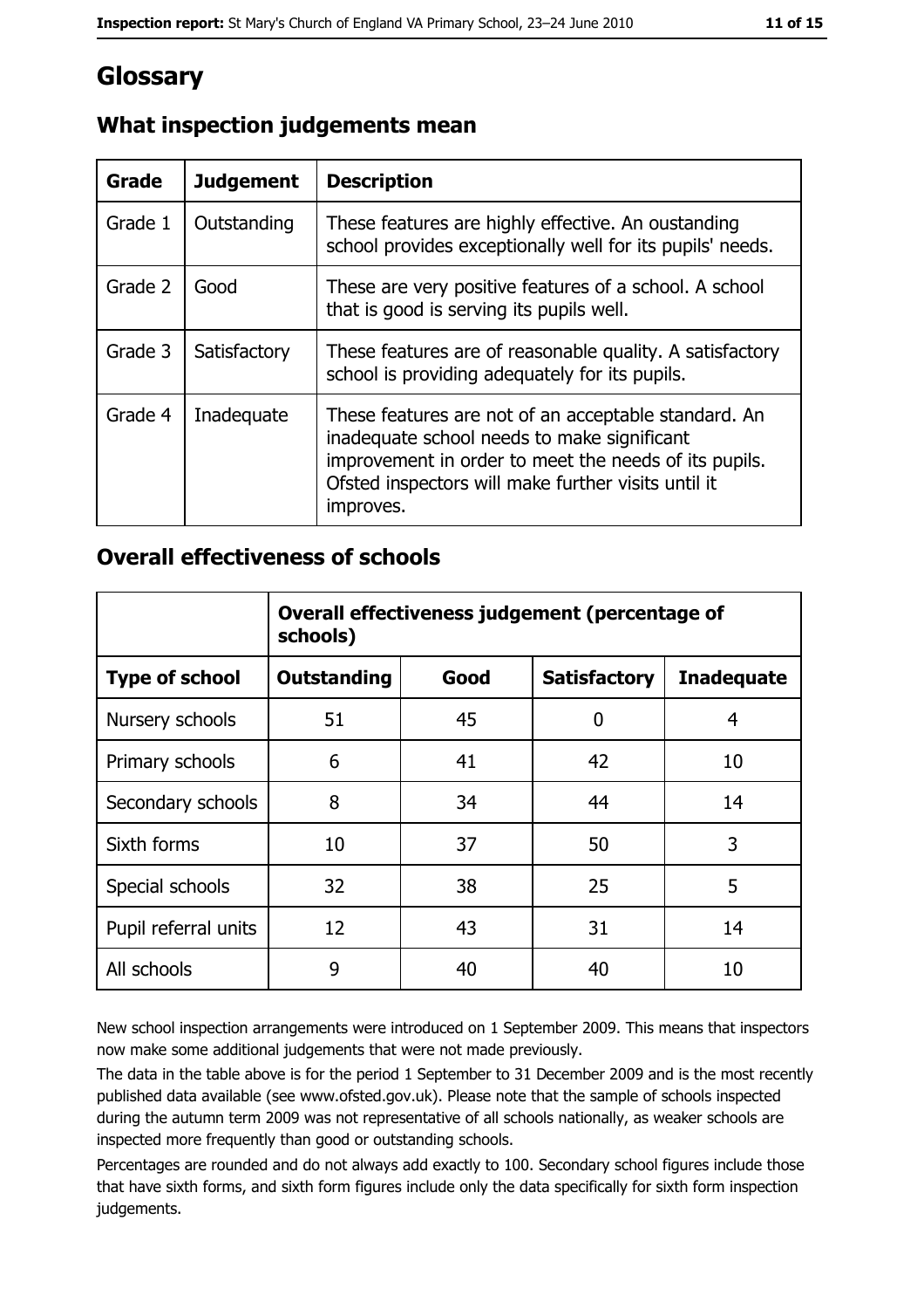# Glossary

## What inspection judgements mean

| Grade | Judgement | Description |
|---|---|---|
| Grade 1 | Outstanding | These features are highly effective. An oustanding school provides exceptionally well for its pupils' needs. |
| Grade 2 | Good | These are very positive features of a school. A school that is good is serving its pupils well. |
| Grade 3 | Satisfactory | These features are of reasonable quality. A satisfactory school is providing adequately for its pupils. |
| Grade 4 | Inadequate | These features are not of an acceptable standard. An inadequate school needs to make significant improvement in order to meet the needs of its pupils. Ofsted inspectors will make further visits until it improves. |

## Overall effectiveness of schools

| | Overall effectiveness judgement (percentage of schools) | | | |
|---|---|---|---|---|
| **Type of school** | **Outstanding** | **Good** | **Satisfactory** | **Inadequate** |
| Nursery schools | 51 | 45 | 0 | 4 |
| Primary schools | 6 | 41 | 42 | 10 |
| Secondary schools | 8 | 34 | 44 | 14 |
| Sixth forms | 10 | 37 | 50 | 3 |
| Special schools | 32 | 38 | 25 | 5 |
| Pupil referral units | 12 | 43 | 31 | 14 |
| All schools | 9 | 40 | 40 | 10 |

New school inspection arrangements were introduced on 1 September 2009. This means that inspectors now make some additional judgements that were not made previously.

The data in the table above is for the period 1 September to 31 December 2009 and is the most recently published data available (see www.ofsted.gov.uk). Please note that the sample of schools inspected during the autumn term 2009 was not representative of all schools nationally, as weaker schools are inspected more frequently than good or outstanding schools.

Percentages are rounded and do not always add exactly to 100. Secondary school figures include those that have sixth forms, and sixth form figures include only the data specifically for sixth form inspection judgements.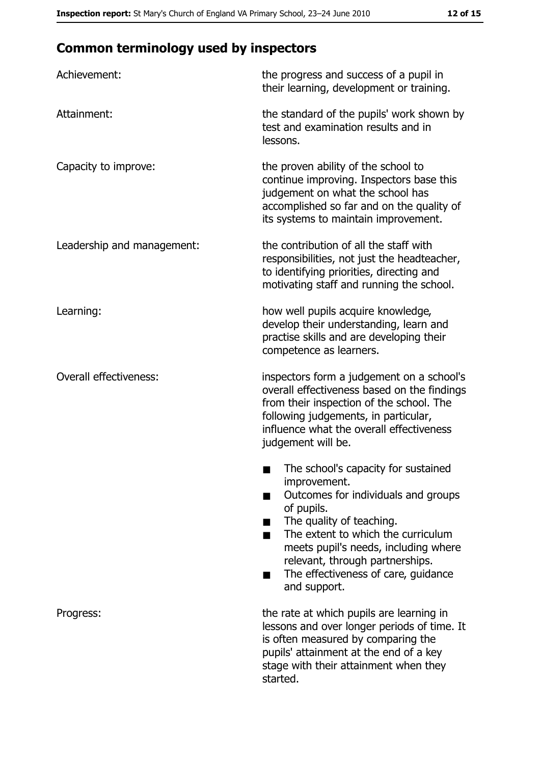## Common terminology used by inspectors

| | |
|---|---|
| Achievement: | the progress and success of a pupil in their learning, development or training. |
| Attainment: | the standard of the pupils' work shown by test and examination results and in lessons. |
| Capacity to improve: | the proven ability of the school to continue improving. Inspectors base this judgement on what the school has accomplished so far and on the quality of its systems to maintain improvement. |
| Leadership and management: | the contribution of all the staff with responsibilities, not just the headteacher, to identifying priorities, directing and motivating staff and running the school. |
| Learning: | how well pupils acquire knowledge, develop their understanding, learn and practise skills and are developing their competence as learners. |
| Overall effectiveness: | inspectors form a judgement on a school's overall effectiveness based on the findings from their inspection of the school. The following judgements, in particular, influence what the overall effectiveness judgement will be. ■ The school's capacity for sustained improvement. ■ Outcomes for individuals and groups of pupils. ■ The quality of teaching. ■ The extent to which the curriculum meets pupil's needs, including where relevant, through partnerships. ■ The effectiveness of care, guidance and support. |
| Progress: | the rate at which pupils are learning in lessons and over longer periods of time. It is often measured by comparing the pupils' attainment at the end of a key stage with their attainment when they started. |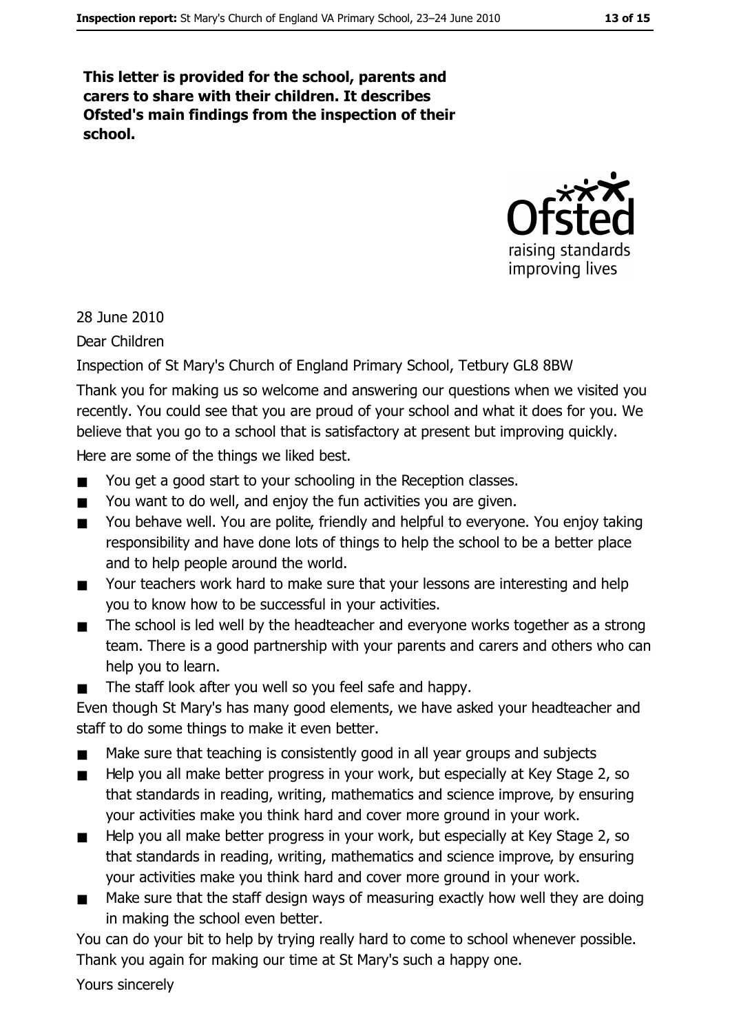**This letter is provided for the school, parents and carers to share with their children. It describes Ofsted's main findings from the inspection of their school.**

28 June 2010

Dear Children

Inspection of St Mary's Church of England Primary School, Tetbury GL8 8BW

Thank you for making us so welcome and answering our questions when we visited you recently. You could see that you are proud of your school and what it does for you. We believe that you go to a school that is satisfactory at present but improving quickly.

Here are some of the things we liked best.

- You get a good start to your schooling in the Reception classes.
- You want to do well, and enjoy the fun activities you are given.
- You behave well. You are polite, friendly and helpful to everyone. You enjoy taking responsibility and have done lots of things to help the school to be a better place and to help people around the world.
- Your teachers work hard to make sure that your lessons are interesting and help you to know how to be successful in your activities.
- The school is led well by the headteacher and everyone works together as a strong team. There is a good partnership with your parents and carers and others who can help you to learn.
- The staff look after you well so you feel safe and happy.

Even though St Mary's has many good elements, we have asked your headteacher and staff to do some things to make it even better.

- Make sure that teaching is consistently good in all year groups and subjects
- Help you all make better progress in your work, but especially at Key Stage 2, so that standards in reading, writing, mathematics and science improve, by ensuring your activities make you think hard and cover more ground in your work.
- Help you all make better progress in your work, but especially at Key Stage 2, so that standards in reading, writing, mathematics and science improve, by ensuring your activities make you think hard and cover more ground in your work.
- Make sure that the staff design ways of measuring exactly how well they are doing in making the school even better.

You can do your bit to help by trying really hard to come to school whenever possible. Thank you again for making our time at St Mary's such a happy one.

Yours sincerely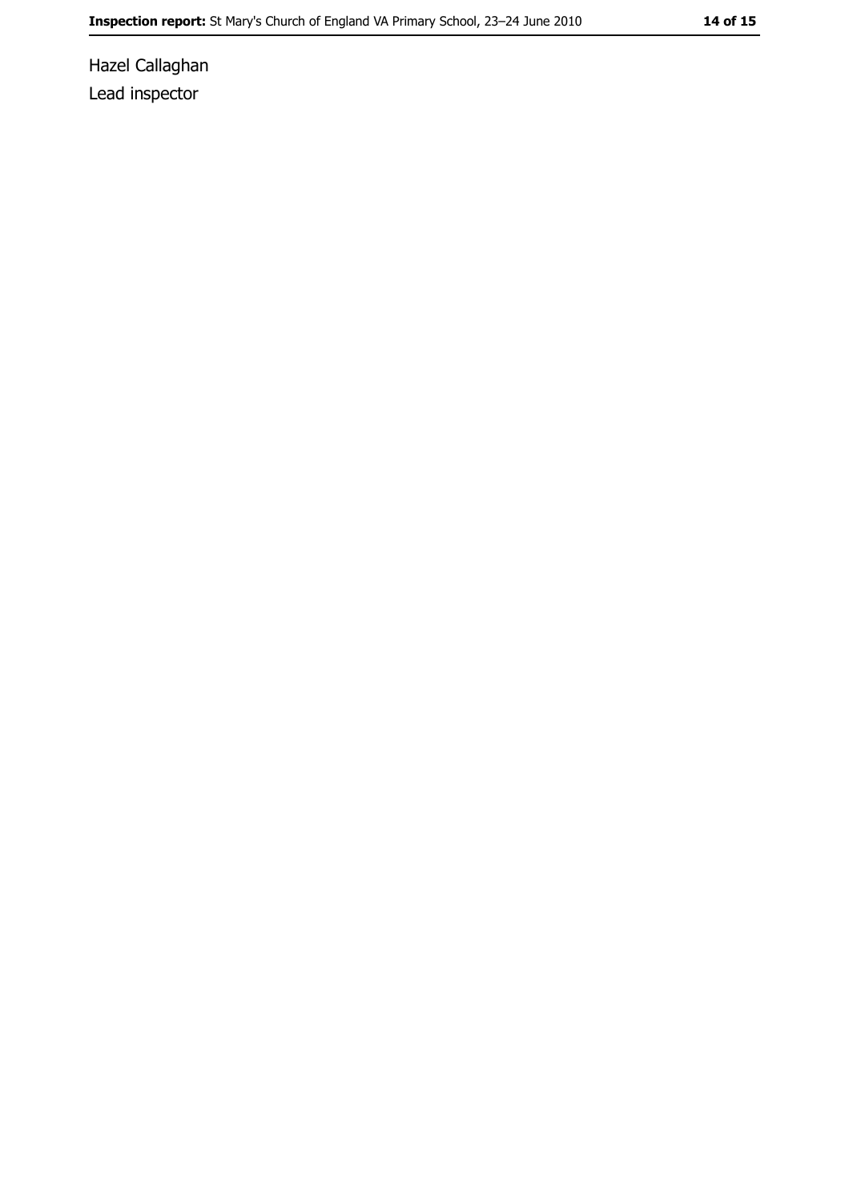Hazel Callaghan

Lead inspector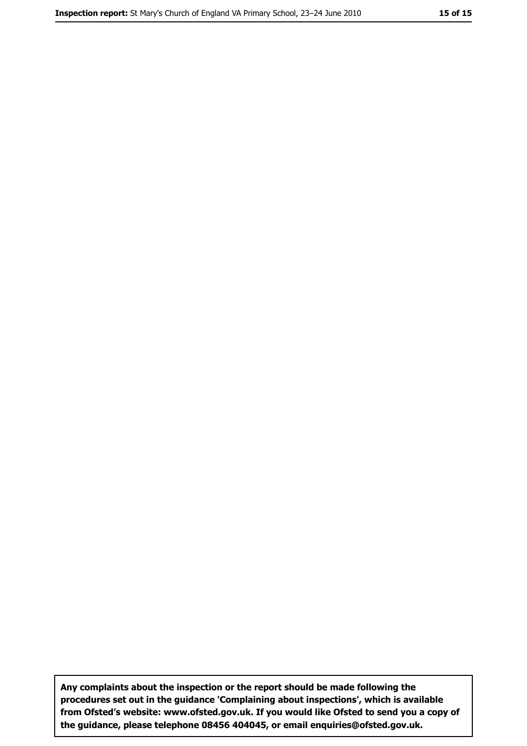**Any complaints about the inspection or the report should be made following the procedures set out in the guidance 'Complaining about inspections', which is available from Ofsted's website: www.ofsted.gov.uk. If you would like Ofsted to send you a copy of the guidance, please telephone 08456 404045, or email enquiries@ofsted.gov.uk.**